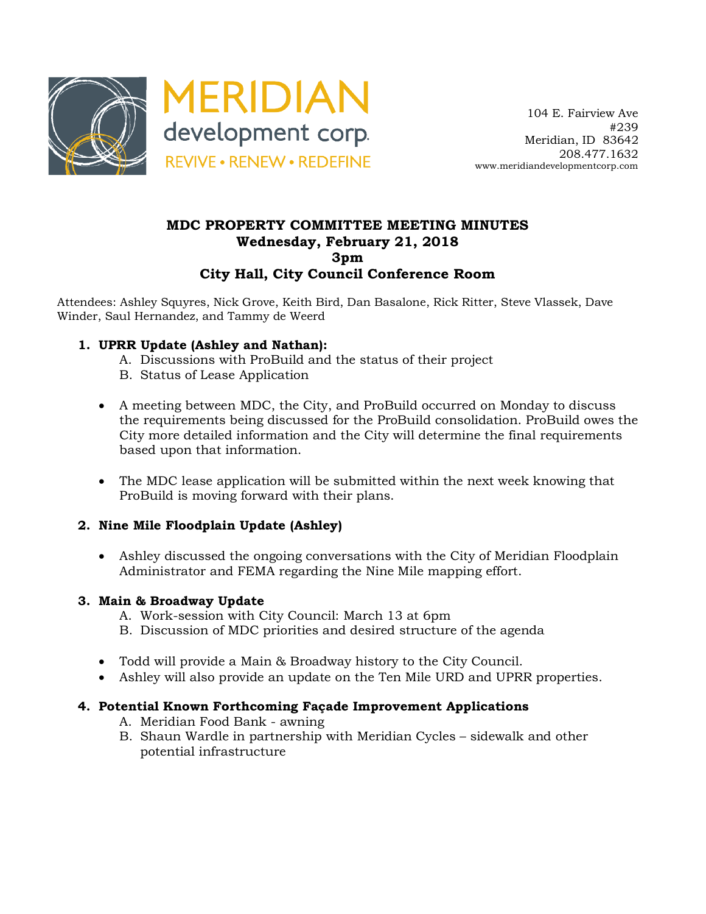MERIDIAN development corp.
REVIVE • RENEW • REDEFINE

104 E. Fairview Ave
#239
Meridian, ID 83642
208.477.1632
www.meridiandevelopmentcorp.com

**MDC PROPERTY COMMITTEE MEETING MINUTES**
**Wednesday, February 21, 2018**
**3pm**
**City Hall, City Council Conference Room**

Attendees: Ashley Squyres, Nick Grove, Keith Bird, Dan Basalone, Rick Ritter, Steve Vlassek, Dave Winder, Saul Hernandez, and Tammy de Weerd

1. **UPRR Update (Ashley and Nathan):**
   A. Discussions with ProBuild and the status of their project
   B. Status of Lease Application

   - A meeting between MDC, the City, and ProBuild occurred on Monday to discuss the requirements being discussed for the ProBuild consolidation. ProBuild owes the City more detailed information and the City will determine the final requirements based upon that information.

   - The MDC lease application will be submitted within the next week knowing that ProBuild is moving forward with their plans.

2. **Nine Mile Floodplain Update (Ashley)**

   - Ashley discussed the ongoing conversations with the City of Meridian Floodplain Administrator and FEMA regarding the Nine Mile mapping effort.

3. **Main & Broadway Update**
   A. Work-session with City Council: March 13 at 6pm
   B. Discussion of MDC priorities and desired structure of the agenda

   - Todd will provide a Main & Broadway history to the City Council.
   - Ashley will also provide an update on the Ten Mile URD and UPRR properties.

4. **Potential Known Forthcoming Façade Improvement Applications**
   A. Meridian Food Bank - awning
   B. Shaun Wardle in partnership with Meridian Cycles – sidewalk and other potential infrastructure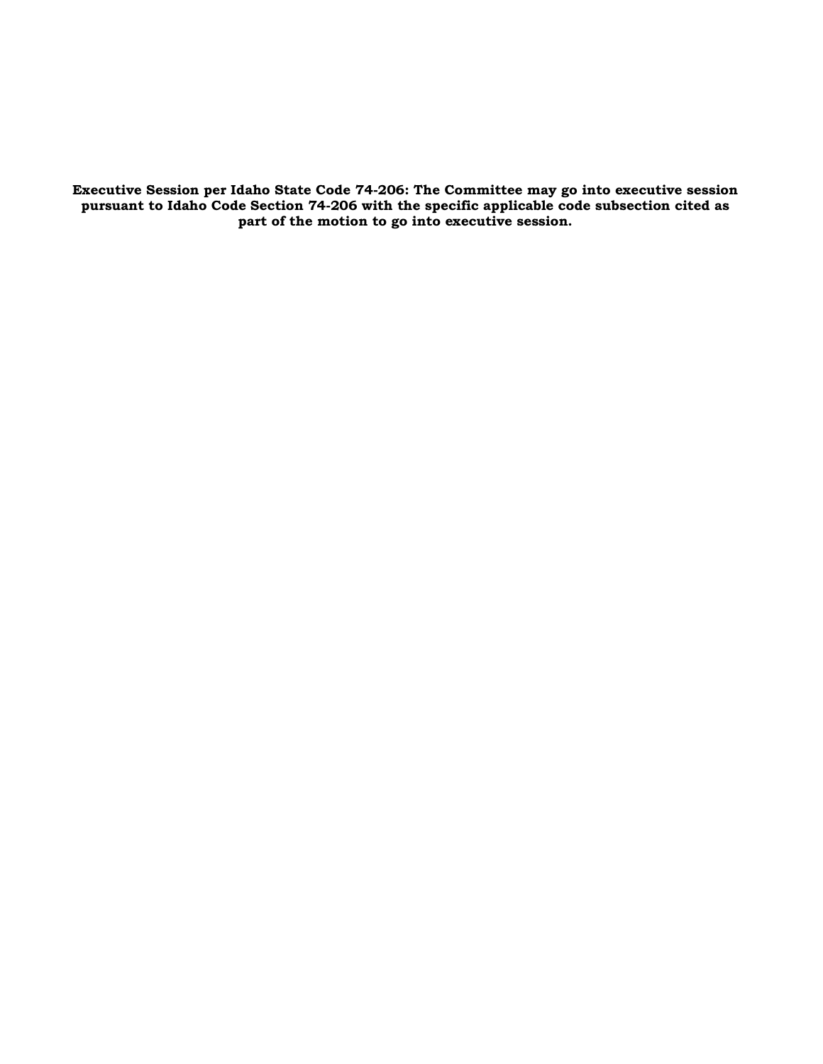**Executive Session per Idaho State Code 74-206: The Committee may go into executive session pursuant to Idaho Code Section 74-206 with the specific applicable code subsection cited as part of the motion to go into executive session.**